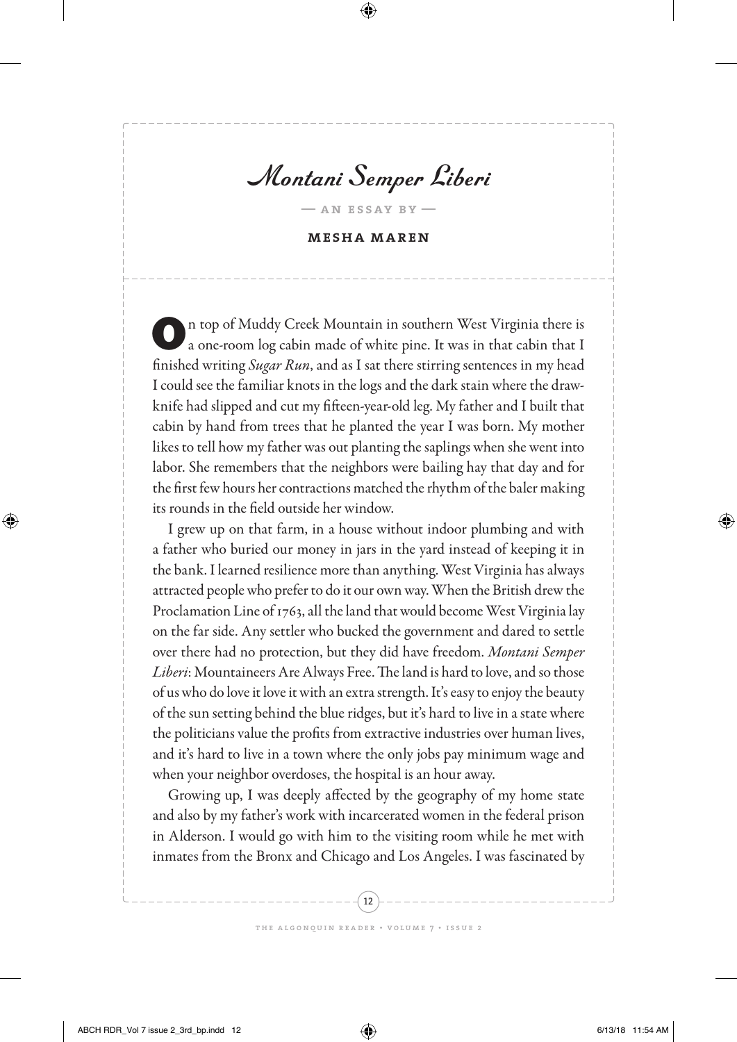# *Montani Semper Liberi*

— AN ESSAY BY —

**MESHA MAREN**

On top of Muddy Creek Mountain in southern West Virginia there is a one-room log cabin made of white pine. It was in that cabin that I finished writing *Sugar Run*, and as I sat there stirring sentences in my head I could see the familiar knots in the logs and the dark stain where the drawknife had slipped and cut my fifteen-year-old leg. My father and I built that cabin by hand from trees that he planted the year I was born. My mother likes to tell how my father was out planting the saplings when she went into labor. She remembers that the neighbors were bailing hay that day and for the first few hours her contractions matched the rhythm of the baler making its rounds in the field outside her window.

I grew up on that farm, in a house without indoor plumbing and with a father who buried our money in jars in the yard instead of keeping it in the bank. I learned resilience more than anything. West Virginia has always attracted people who prefer to do it our own way. When the British drew the Proclamation Line of 1763, all the land that would become West Virginia lay on the far side. Any settler who bucked the government and dared to settle over there had no protection, but they did have freedom. *Montani Semper Liberi*: Mountaineers Are Always Free. The land is hard to love, and so those of us who do love it love it with an extra strength. It's easy to enjoy the beauty of the sun setting behind the blue ridges, but it's hard to live in a state where the politicians value the profits from extractive industries over human lives, and it's hard to live in a town where the only jobs pay minimum wage and when your neighbor overdoses, the hospital is an hour away.

Growing up, I was deeply affected by the geography of my home state and also by my father's work with incarcerated women in the federal prison in Alderson. I would go with him to the visiting room while he met with inmates from the Bronx and Chicago and Los Angeles. I was fascinated by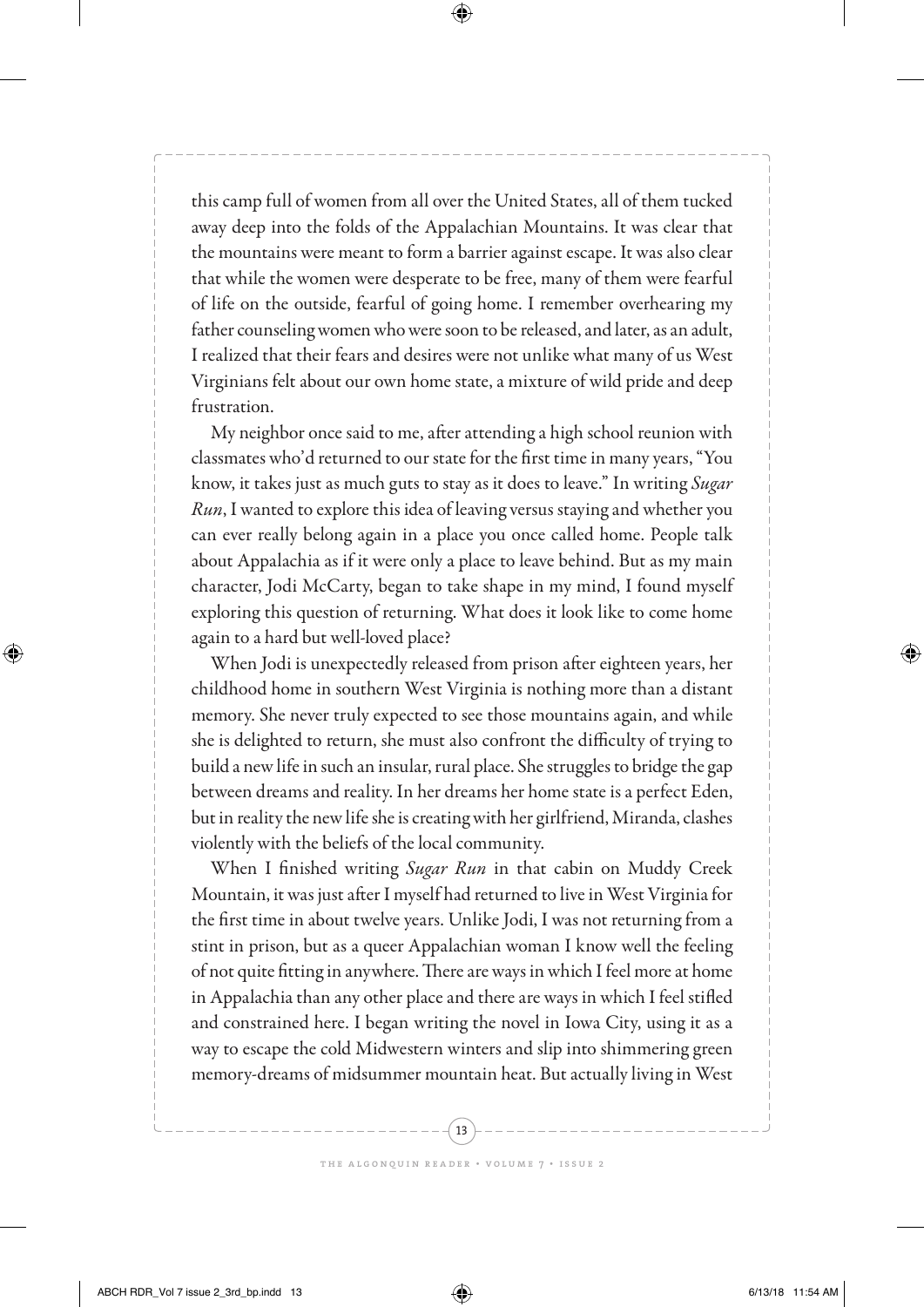this camp full of women from all over the United States, all of them tucked away deep into the folds of the Appalachian Mountains. It was clear that the mountains were meant to form a barrier against escape. It was also clear that while the women were desperate to be free, many of them were fearful of life on the outside, fearful of going home. I remember overhearing my father counseling women who were soon to be released, and later, as an adult, I realized that their fears and desires were not unlike what many of us West Virginians felt about our own home state, a mixture of wild pride and deep frustration.

My neighbor once said to me, after attending a high school reunion with classmates who'd returned to our state for the first time in many years, "You know, it takes just as much guts to stay as it does to leave." In writing *Sugar Run*, I wanted to explore this idea of leaving versus staying and whether you can ever really belong again in a place you once called home. People talk about Appalachia as if it were only a place to leave behind. But as my main character, Jodi McCarty, began to take shape in my mind, I found myself exploring this question of returning. What does it look like to come home again to a hard but well-loved place?

When Jodi is unexpectedly released from prison after eighteen years, her childhood home in southern West Virginia is nothing more than a distant memory. She never truly expected to see those mountains again, and while she is delighted to return, she must also confront the difficulty of trying to build a new life in such an insular, rural place. She struggles to bridge the gap between dreams and reality. In her dreams her home state is a perfect Eden, but in reality the new life she is creating with her girlfriend, Miranda, clashes violently with the beliefs of the local community.

When I finished writing *Sugar Run* in that cabin on Muddy Creek Mountain, it was just after I myself had returned to live in West Virginia for the first time in about twelve years. Unlike Jodi, I was not returning from a stint in prison, but as a queer Appalachian woman I know well the feeling of not quite fitting in anywhere. There are ways in which I feel more at home in Appalachia than any other place and there are ways in which I feel stifled and constrained here. I began writing the novel in Iowa City, using it as a way to escape the cold Midwestern winters and slip into shimmering green memory-dreams of midsummer mountain heat. But actually living in West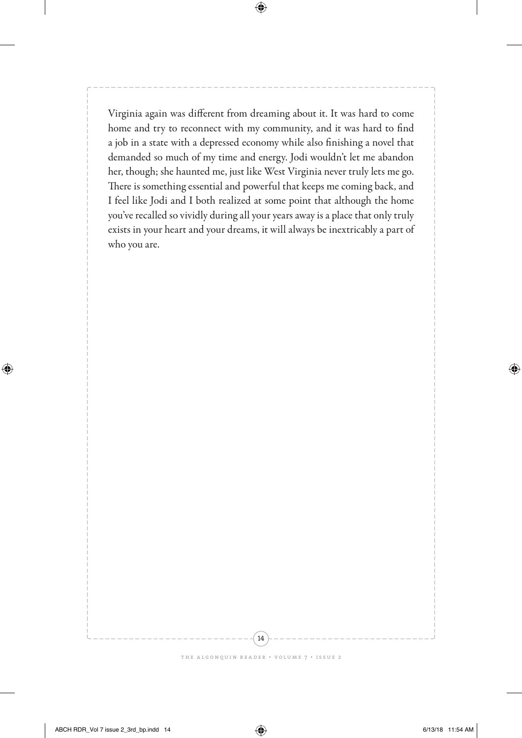Virginia again was different from dreaming about it. It was hard to come home and try to reconnect with my community, and it was hard to find a job in a state with a depressed economy while also finishing a novel that demanded so much of my time and energy. Jodi wouldn't let me abandon her, though; she haunted me, just like West Virginia never truly lets me go. There is something essential and powerful that keeps me coming back, and I feel like Jodi and I both realized at some point that although the home you've recalled so vividly during all your years away is a place that only truly exists in your heart and your dreams, it will always be inextricably a part of who you are.